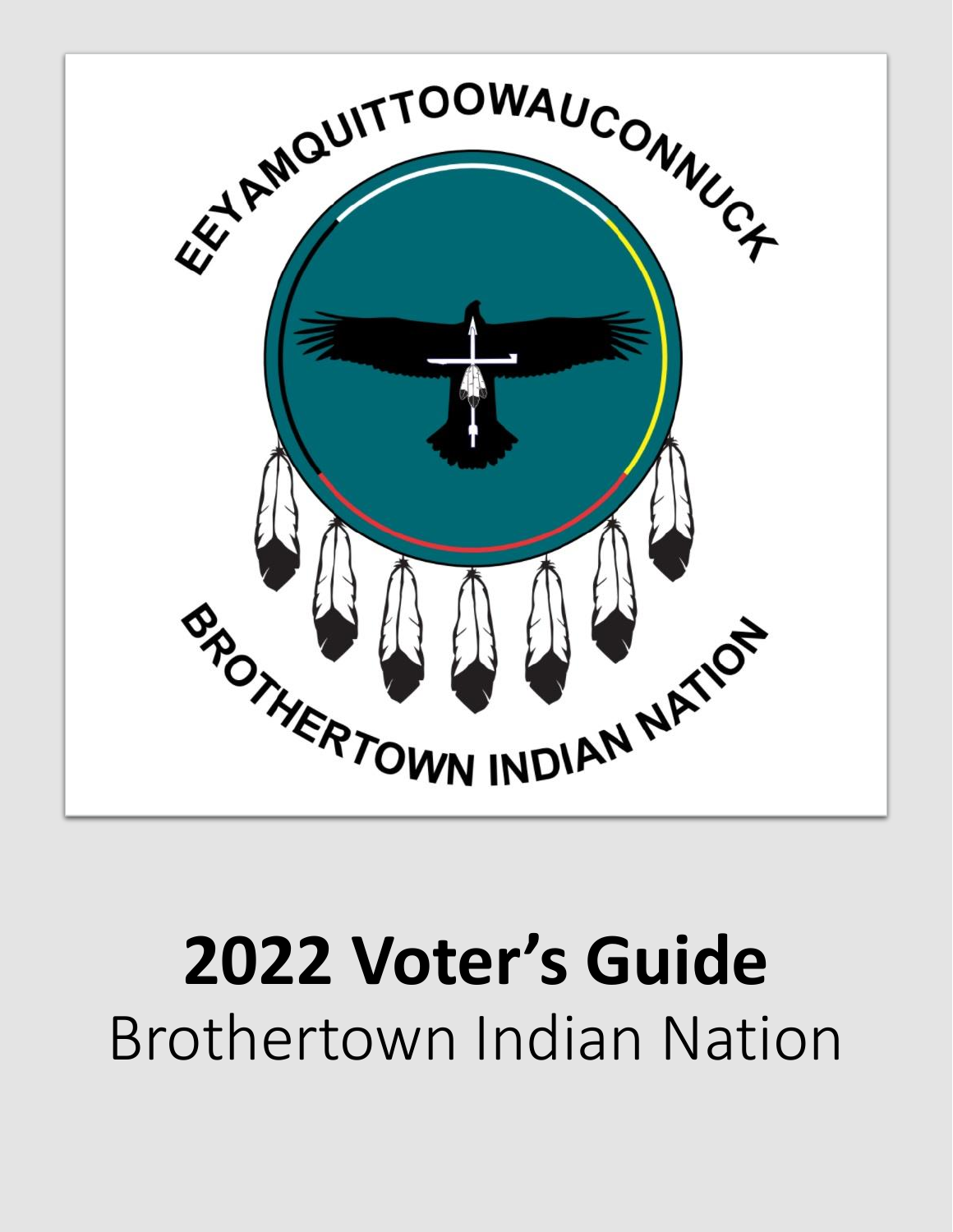EEYAMQUITTOOWAUCONNUCK

BROTHERTOWN INDIAN NATION

# 2022 Voter's Guide

Brothertown Indian Nation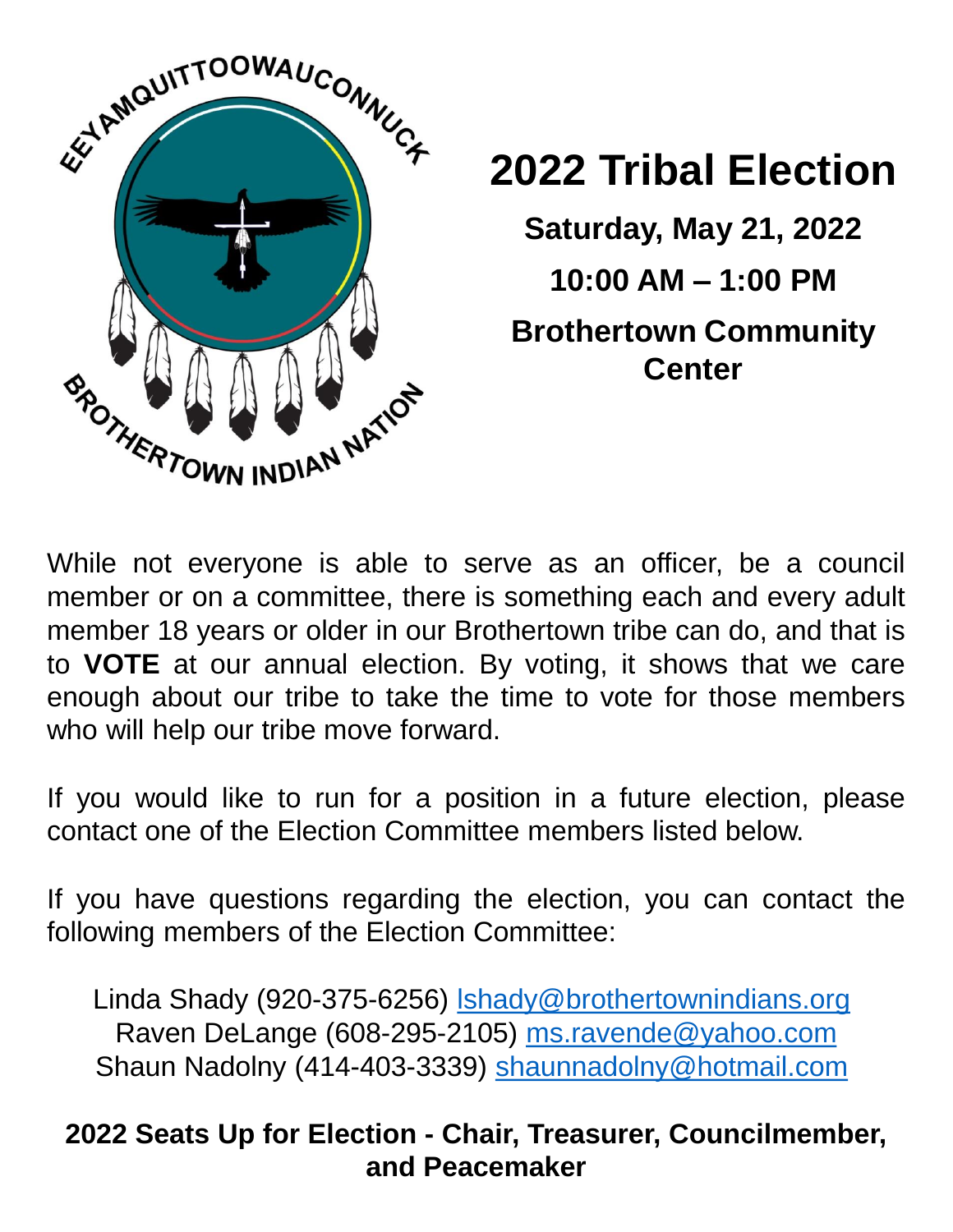EEYAMQUITTOOWAUCONNUCK

BROTHERTOWN INDIAN NATION

# 2022 Tribal Election

**Saturday, May 21, 2022**

**10:00 AM – 1:00 PM**

**Brothertown Community Center**

While not everyone is able to serve as an officer, be a council member or on a committee, there is something each and every adult member 18 years or older in our Brothertown tribe can do, and that is to **VOTE** at our annual election. By voting, it shows that we care enough about our tribe to take the time to vote for those members who will help our tribe move forward.

If you would like to run for a position in a future election, please contact one of the Election Committee members listed below.

If you have questions regarding the election, you can contact the following members of the Election Committee:

Linda Shady (920-375-6256) lshady@brothertownindians.org
Raven DeLange (608-295-2105) ms.ravende@yahoo.com
Shaun Nadolny (414-403-3339) shaunnadolny@hotmail.com

**2022 Seats Up for Election - Chair, Treasurer, Councilmember, and Peacemaker**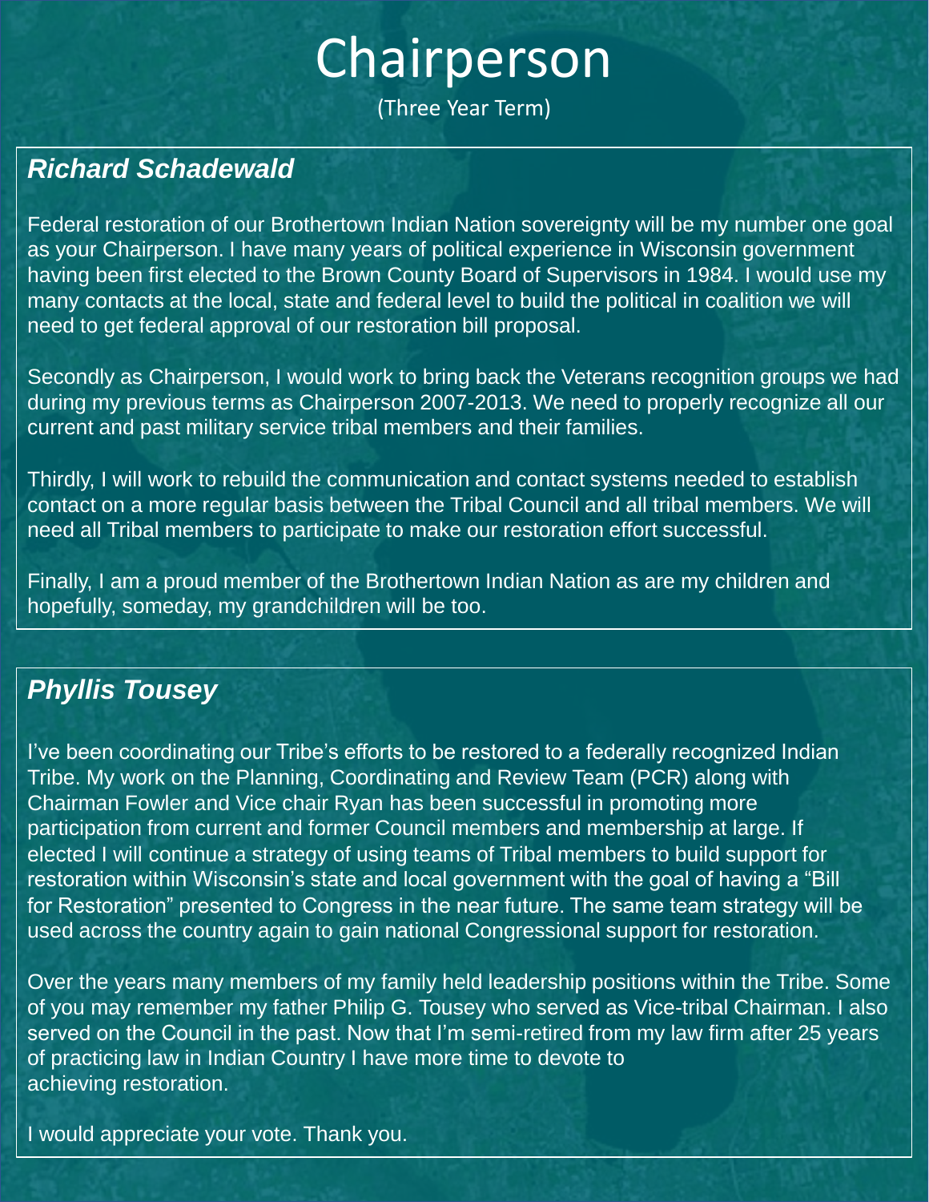# Chairperson

(Three Year Term)

## *Richard Schadewald*

Federal restoration of our Brothertown Indian Nation sovereignty will be my number one goal as your Chairperson. I have many years of political experience in Wisconsin government having been first elected to the Brown County Board of Supervisors in 1984. I would use my many contacts at the local, state and federal level to build the political in coalition we will need to get federal approval of our restoration bill proposal.

Secondly as Chairperson, I would work to bring back the Veterans recognition groups we had during my previous terms as Chairperson 2007-2013. We need to properly recognize all our current and past military service tribal members and their families.

Thirdly, I will work to rebuild the communication and contact systems needed to establish contact on a more regular basis between the Tribal Council and all tribal members. We will need all Tribal members to participate to make our restoration effort successful.

Finally, I am a proud member of the Brothertown Indian Nation as are my children and hopefully, someday, my grandchildren will be too.

## *Phyllis Tousey*

I've been coordinating our Tribe's efforts to be restored to a federally recognized Indian Tribe. My work on the Planning, Coordinating and Review Team (PCR) along with Chairman Fowler and Vice chair Ryan has been successful in promoting more participation from current and former Council members and membership at large. If elected I will continue a strategy of using teams of Tribal members to build support for restoration within Wisconsin's state and local government with the goal of having a "Bill for Restoration" presented to Congress in the near future. The same team strategy will be used across the country again to gain national Congressional support for restoration.

Over the years many members of my family held leadership positions within the Tribe. Some of you may remember my father Philip G. Tousey who served as Vice-tribal Chairman. I also served on the Council in the past. Now that I'm semi-retired from my law firm after 25 years of practicing law in Indian Country I have more time to devote to achieving restoration.

I would appreciate your vote. Thank you.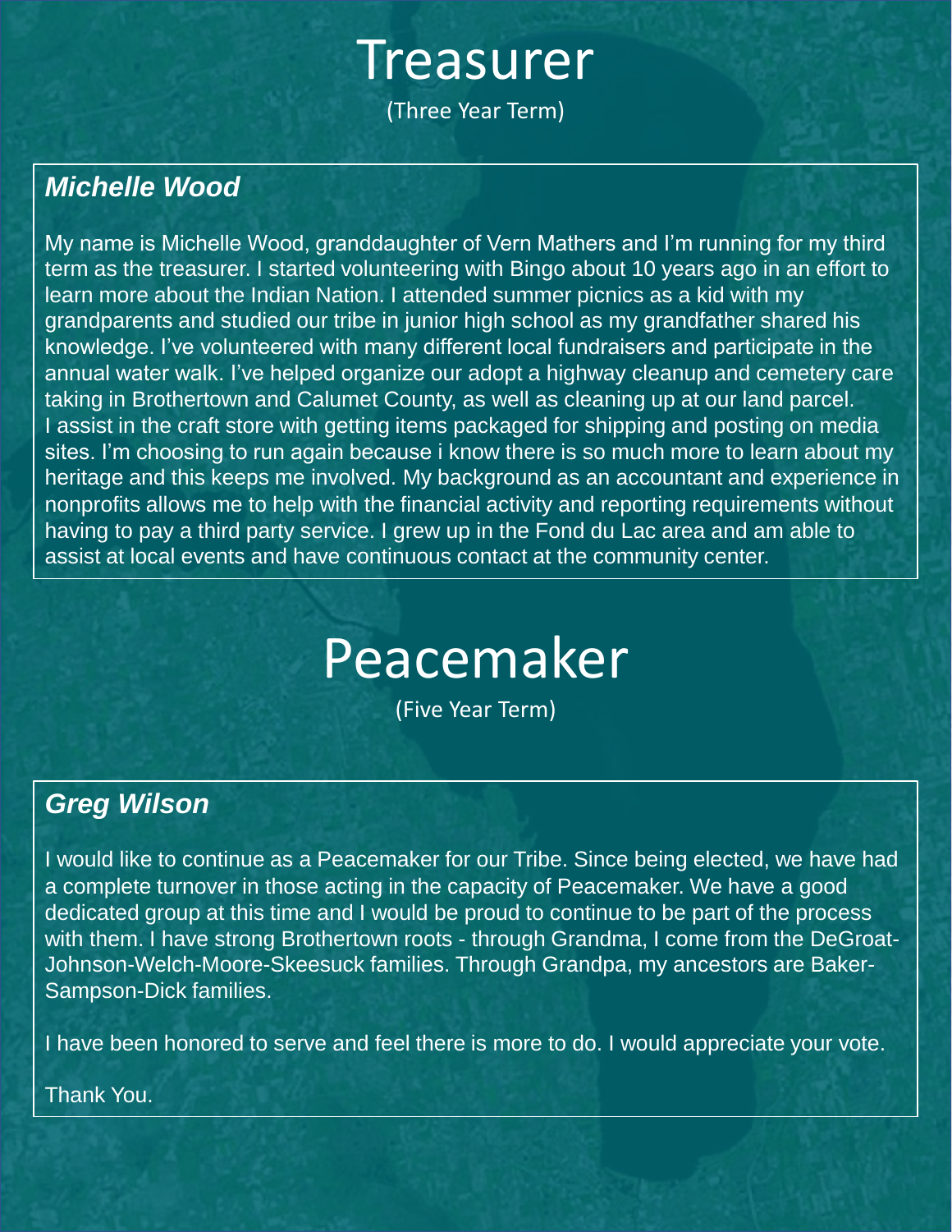# Treasurer

(Three Year Term)

### *Michelle Wood*

My name is Michelle Wood, granddaughter of Vern Mathers and I'm running for my third term as the treasurer. I started volunteering with Bingo about 10 years ago in an effort to learn more about the Indian Nation. I attended summer picnics as a kid with my grandparents and studied our tribe in junior high school as my grandfather shared his knowledge. I've volunteered with many different local fundraisers and participate in the annual water walk. I've helped organize our adopt a highway cleanup and cemetery care taking in Brothertown and Calumet County, as well as cleaning up at our land parcel. I assist in the craft store with getting items packaged for shipping and posting on media sites. I'm choosing to run again because i know there is so much more to learn about my heritage and this keeps me involved. My background as an accountant and experience in nonprofits allows me to help with the financial activity and reporting requirements without having to pay a third party service. I grew up in the Fond du Lac area and am able to assist at local events and have continuous contact at the community center.

# Peacemaker

(Five Year Term)

### *Greg Wilson*

I would like to continue as a Peacemaker for our Tribe. Since being elected, we have had a complete turnover in those acting in the capacity of Peacemaker. We have a good dedicated group at this time and I would be proud to continue to be part of the process with them. I have strong Brothertown roots - through Grandma, I come from the DeGroat-Johnson-Welch-Moore-Skeesuck families. Through Grandpa, my ancestors are Baker-Sampson-Dick families.

I have been honored to serve and feel there is more to do. I would appreciate your vote.

Thank You.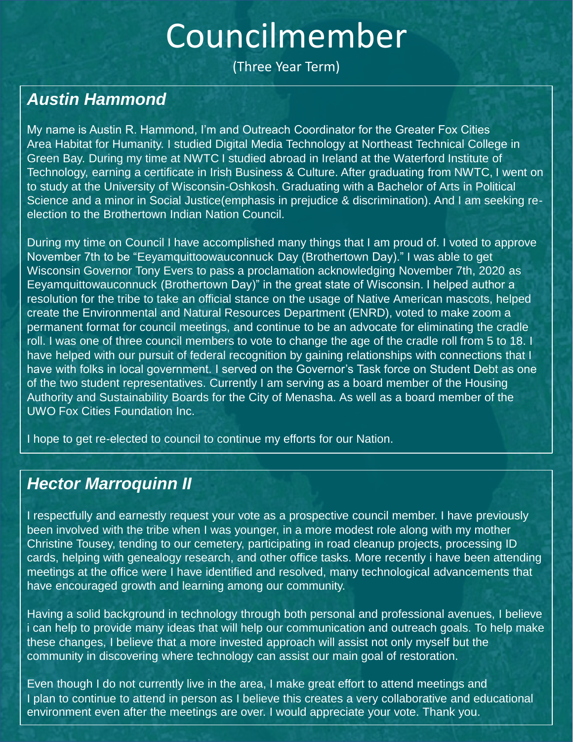# Councilmember

(Three Year Term)

## *Austin Hammond*

My name is Austin R. Hammond, I'm and Outreach Coordinator for the Greater Fox Cities Area Habitat for Humanity. I studied Digital Media Technology at Northeast Technical College in Green Bay. During my time at NWTC I studied abroad in Ireland at the Waterford Institute of Technology, earning a certificate in Irish Business & Culture. After graduating from NWTC, I went on to study at the University of Wisconsin-Oshkosh. Graduating with a Bachelor of Arts in Political Science and a minor in Social Justice(emphasis in prejudice & discrimination). And I am seeking re-election to the Brothertown Indian Nation Council.

During my time on Council I have accomplished many things that I am proud of. I voted to approve November 7th to be "Eeyamquittoowauconnuck Day (Brothertown Day)." I was able to get Wisconsin Governor Tony Evers to pass a proclamation acknowledging November 7th, 2020 as Eeyamquittowauconnuck (Brothertown Day)" in the great state of Wisconsin. I helped author a resolution for the tribe to take an official stance on the usage of Native American mascots, helped create the Environmental and Natural Resources Department (ENRD), voted to make zoom a permanent format for council meetings, and continue to be an advocate for eliminating the cradle roll. I was one of three council members to vote to change the age of the cradle roll from 5 to 18. I have helped with our pursuit of federal recognition by gaining relationships with connections that I have with folks in local government. I served on the Governor's Task force on Student Debt as one of the two student representatives. Currently I am serving as a board member of the Housing Authority and Sustainability Boards for the City of Menasha. As well as a board member of the UWO Fox Cities Foundation Inc.

I hope to get re-elected to council to continue my efforts for our Nation.

## *Hector Marroquinn II*

I respectfully and earnestly request your vote as a prospective council member. I have previously been involved with the tribe when I was younger, in a more modest role along with my mother Christine Tousey, tending to our cemetery, participating in road cleanup projects, processing ID cards, helping with genealogy research, and other office tasks. More recently i have been attending meetings at the office were I have identified and resolved, many technological advancements that have encouraged growth and learning among our community.

Having a solid background in technology through both personal and professional avenues, I believe i can help to provide many ideas that will help our communication and outreach goals. To help make these changes, I believe that a more invested approach will assist not only myself but the community in discovering where technology can assist our main goal of restoration.

Even though I do not currently live in the area, I make great effort to attend meetings and I plan to continue to attend in person as I believe this creates a very collaborative and educational environment even after the meetings are over. I would appreciate your vote. Thank you.